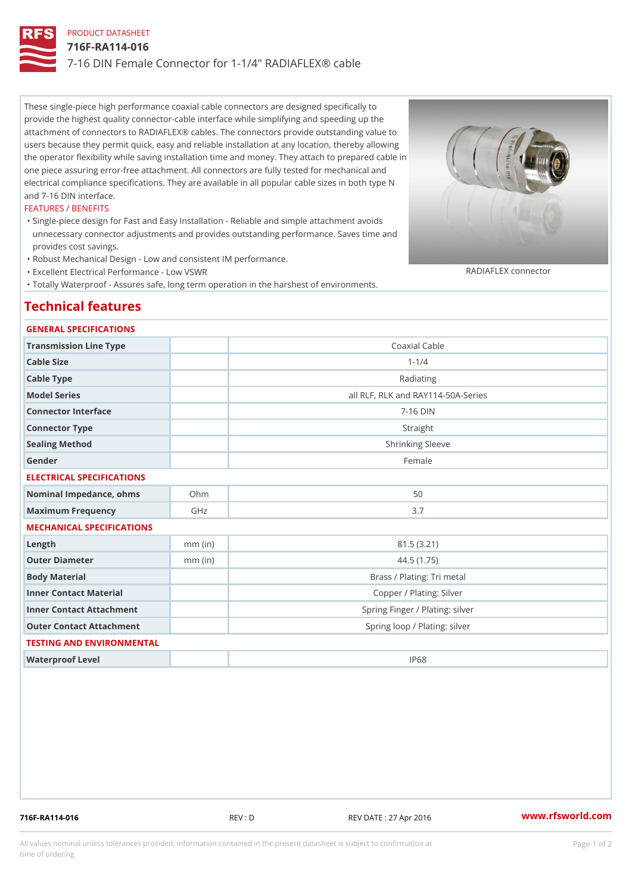PRODUCT DATASHEET

# 716F-RA114-016

7-16 DIN Female Connector for 1-1/4" RADIAFLEX® cable

These single-piece high performance coaxial cable connectors are designed specifically to provide the highest quality connector-cable interface while simplifying and speeding up the attachment of connectors to RADIAFLEX® cables. The connectors provide outstanding value to users because they permit quick, easy and reliable installation at any location, thereby allowing the operator flexibility while saving installation time and money. They attach to prepared cable in one piece assuring error-free attachment. All connectors are fully tested for mechanical and electrical compliance specifications. They are available in all popular cable sizes in both type N and 7-16 DIN interface.

FEATURES / BENEFITS

- Single-piece design for Fast and Easy Installation - Reliable and simple attachment avoids unnecessary connector adjustments and provides outstanding performance. Saves time and provides cost savings.
- Robust Mechanical Design - Low and consistent IM performance.
- Excellent Electrical Performance - Low VSWR
- Totally Waterproof - Assures safe, long term operation in the harshest of environments.

RADIAFLEX connector

## Technical features

### GENERAL SPECIFICATIONS

| | | |
|---|---|---|
| Transmission Line Type | | Coaxial Cable |
| Cable Size | | 1-1/4 |
| Cable Type | | Radiating |
| Model Series | | all RLF, RLK and RAY114-50A-Series |
| Connector Interface | | 7-16 DIN |
| Connector Type | | Straight |
| Sealing Method | | Shrinking Sleeve |
| Gender | | Female |

### ELECTRICAL SPECIFICATIONS

| | | |
|---|---|---|
| Nominal Impedance, ohms | Ohm | 50 |
| Maximum Frequency | GHz | 3.7 |

### MECHANICAL SPECIFICATIONS

| | | |
|---|---|---|
| Length | mm (in) | 81.5 (3.21) |
| Outer Diameter | mm (in) | 44.5 (1.75) |
| Body Material | | Brass / Plating: Tri metal |
| Inner Contact Material | | Copper / Plating: Silver |
| Inner Contact Attachment | | Spring Finger / Plating: silver |
| Outer Contact Attachment | | Spring loop / Plating: silver |

### TESTING AND ENVIRONMENTAL

| | | |
|---|---|---|
| Waterproof Level | | IP68 |

716F-RA114-016 REV : D REV DATE : 27 Apr 2016 www.rfsworld.com

All values nominal unless tolerances provided; information contained in the present datasheet is subject to confirmation at time of ordering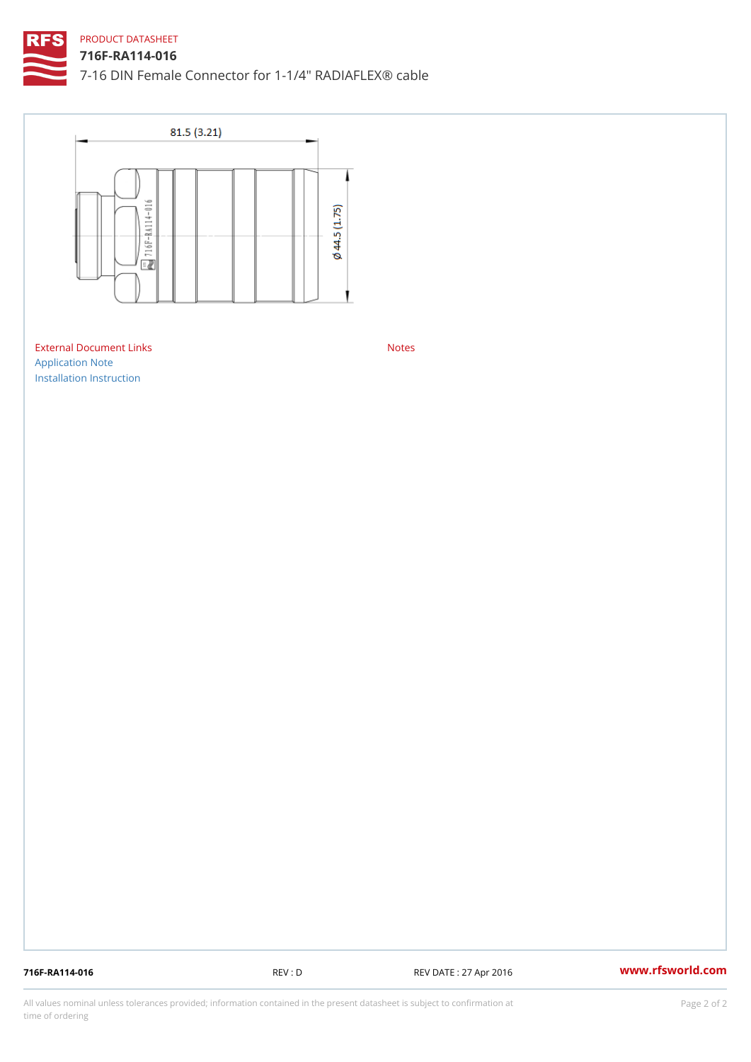PRODUCT DATASHEET

# 716F-RA114-016

7-16 DIN Female Connector for 1-1/4" RADIAFLEX® cable

81.5 (3.21)

Ø 44.5 (1.75)

716F-RA114-016

External Document Links

Application Note

Installation Instruction

Notes

716F-RA114-016 REV : D REV DATE : 27 Apr 2016 www.rfsworld.com

All values nominal unless tolerances provided; information contained in the present datasheet is subject to confirmation at time of ordering